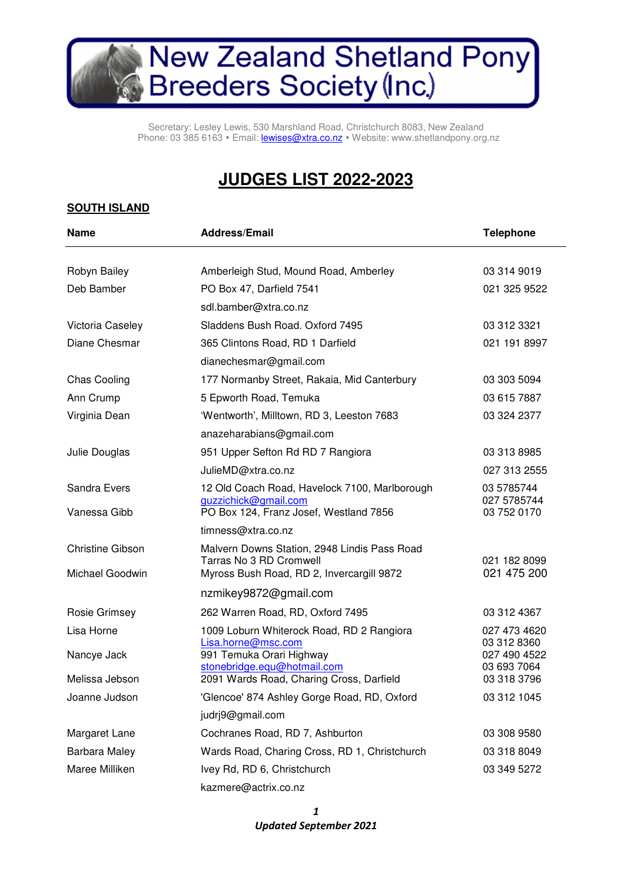# New Zealand Shetland Pony Breeders Society (Inc)

Secretary: Lesley Lewis, 530 Marshland Road, Christchurch 8083, New Zealand
Phone: 03 385 6163 • Email: lewises@xtra.co.nz • Website: www.shetlandpony.org.nz

## JUDGES LIST 2022-2023

### SOUTH ISLAND

| Name | Address/Email | Telephone |
|---|---|---|
| Robyn Bailey | Amberleigh Stud, Mound Road, Amberley | 03 314 9019 |
| Deb Bamber | PO Box 47, Darfield 7541 | 021 325 9522 |
| | sdl.bamber@xtra.co.nz | |
| Victoria Caseley | Sladdens Bush Road. Oxford 7495 | 03 312 3321 |
| Diane Chesmar | 365 Clintons Road, RD 1 Darfield | 021 191 8997 |
| | dianechesmar@gmail.com | |
| Chas Cooling | 177 Normanby Street, Rakaia, Mid Canterbury | 03 303 5094 |
| Ann Crump | 5 Epworth Road, Temuka | 03 615 7887 |
| Virginia Dean | 'Wentworth', Milltown, RD 3, Leeston 7683 | 03 324 2377 |
| | anazeharabians@gmail.com | |
| Julie Douglas | 951 Upper Sefton Rd RD 7 Rangiora | 03 313 8985 |
| | JulieMD@xtra.co.nz | 027 313 2555 |
| Sandra Evers | 12 Old Coach Road, Havelock 7100, Marlborough | 03 5785744 |
| | guzzichick@gmail.com | 027 5785744 |
| Vanessa Gibb | PO Box 124, Franz Josef, Westland 7856 | 03 752 0170 |
| | timness@xtra.co.nz | |
| Christine Gibson | Malvern Downs Station, 2948 Lindis Pass Road | |
| | Tarras No 3 RD Cromwell | 021 182 8099 |
| Michael Goodwin | Myross Bush Road, RD 2, Invercargill 9872 | 021 475 200 |
| | nzmikey9872@gmail.com | |
| Rosie Grimsey | 262 Warren Road, RD, Oxford 7495 | 03 312 4367 |
| Lisa Horne | 1009 Loburn Whiterock Road, RD 2 Rangiora | 027 473 4620 |
| | Lisa.horne@msc.com | 03 312 8360 |
| Nancye Jack | 991 Temuka Orari Highway | 027 490 4522 |
| | stonebridge.equ@hotmail.com | 03 693 7064 |
| Melissa Jebson | 2091 Wards Road, Charing Cross, Darfield | 03 318 3796 |
| Joanne Judson | 'Glencoe' 874 Ashley Gorge Road, RD, Oxford | 03 312 1045 |
| | judrj9@gmail.com | |
| Margaret Lane | Cochranes Road, RD 7, Ashburton | 03 308 9580 |
| Barbara Maley | Wards Road, Charing Cross, RD 1, Christchurch | 03 318 8049 |
| Maree Milliken | Ivey Rd, RD 6, Christchurch | 03 349 5272 |
| | kazmere@actrix.co.nz | |

***Updated September 2021***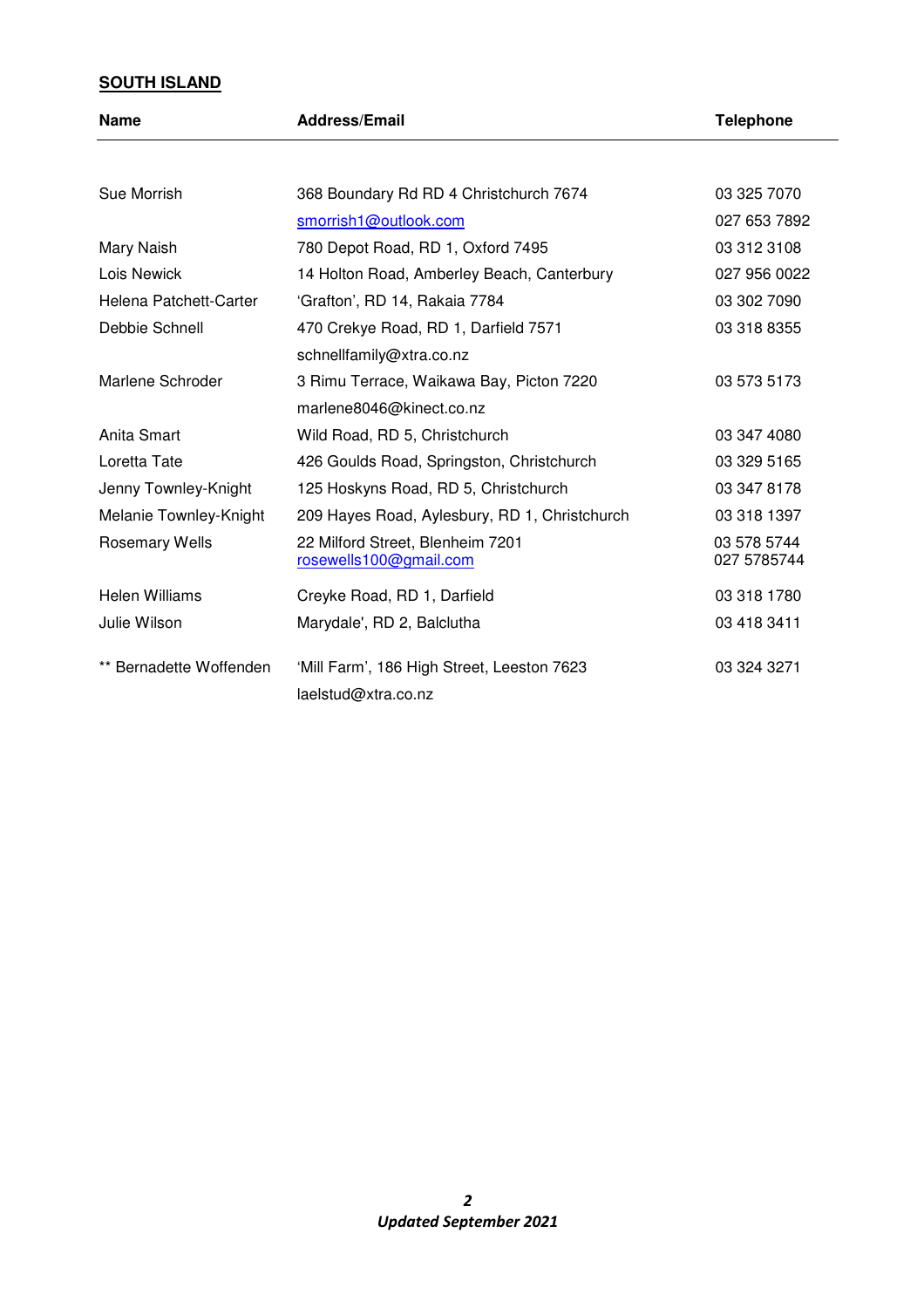**SOUTH ISLAND**

| Name | Address/Email | Telephone |
|---|---|---|
| Sue Morrish | 368 Boundary Rd RD 4 Christchurch 7674 | 03 325 7070 |
| | smorrish1@outlook.com | 027 653 7892 |
| Mary Naish | 780 Depot Road, RD 1, Oxford 7495 | 03 312 3108 |
| Lois Newick | 14 Holton Road, Amberley Beach, Canterbury | 027 956 0022 |
| Helena Patchett-Carter | 'Grafton', RD 14, Rakaia 7784 | 03 302 7090 |
| Debbie Schnell | 470 Crekye Road, RD 1, Darfield 7571 | 03 318 8355 |
| | schnellfamily@xtra.co.nz | |
| Marlene Schroder | 3 Rimu Terrace, Waikawa Bay, Picton 7220 | 03 573 5173 |
| | marlene8046@kinect.co.nz | |
| Anita Smart | Wild Road, RD 5, Christchurch | 03 347 4080 |
| Loretta Tate | 426 Goulds Road, Springston, Christchurch | 03 329 5165 |
| Jenny Townley-Knight | 125 Hoskyns Road, RD 5, Christchurch | 03 347 8178 |
| Melanie Townley-Knight | 209 Hayes Road, Aylesbury, RD 1, Christchurch | 03 318 1397 |
| Rosemary Wells | 22 Milford Street, Blenheim 7201<br>rosewells100@gmail.com | 03 578 5744<br>027 5785744 |
| Helen Williams | Creyke Road, RD 1, Darfield | 03 318 1780 |
| Julie Wilson | Marydale', RD 2, Balclutha | 03 418 3411 |
| ** Bernadette Woffenden | 'Mill Farm', 186 High Street, Leeston 7623 | 03 324 3271 |
| | laelstud@xtra.co.nz | |

***Updated September 2021***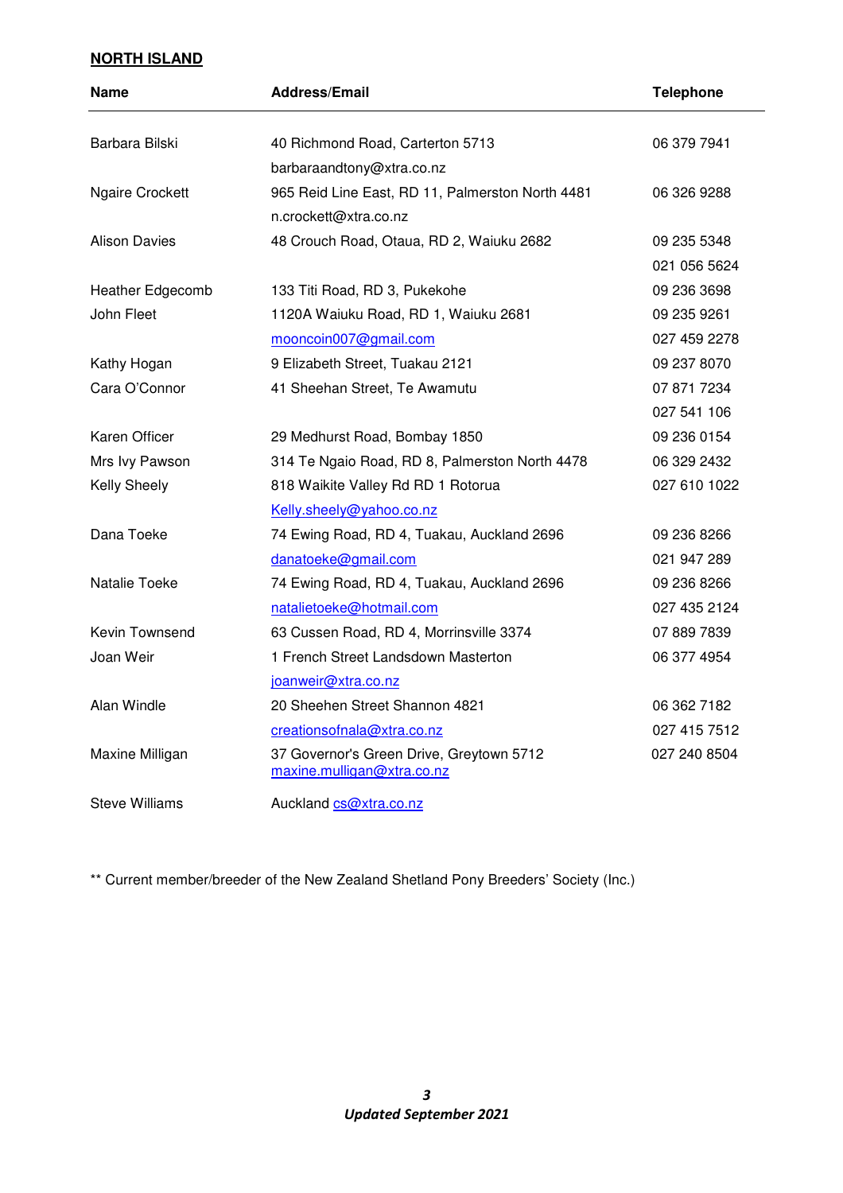**NORTH ISLAND**

| Name | Address/Email | Telephone |
|---|---|---|
| Barbara Bilski | 40 Richmond Road, Carterton 5713<br>barbaraandtony@xtra.co.nz | 06 379 7941 |
| Ngaire Crockett | 965 Reid Line East, RD 11, Palmerston North 4481<br>n.crockett@xtra.co.nz | 06 326 9288 |
| Alison Davies | 48 Crouch Road, Otaua, RD 2, Waiuku 2682 | 09 235 5348<br>021 056 5624 |
| Heather Edgecomb | 133 Titi Road, RD 3, Pukekohe | 09 236 3698 |
| John Fleet | 1120A Waiuku Road, RD 1, Waiuku 2681<br>mooncoin007@gmail.com | 09 235 9261<br>027 459 2278 |
| Kathy Hogan | 9 Elizabeth Street, Tuakau 2121 | 09 237 8070 |
| Cara O'Connor | 41 Sheehan Street, Te Awamutu | 07 871 7234<br>027 541 106 |
| Karen Officer | 29 Medhurst Road, Bombay 1850 | 09 236 0154 |
| Mrs Ivy Pawson | 314 Te Ngaio Road, RD 8, Palmerston North 4478 | 06 329 2432 |
| Kelly Sheely | 818 Waikite Valley Rd RD 1 Rotorua<br>Kelly.sheely@yahoo.co.nz | 027 610 1022 |
| Dana Toeke | 74 Ewing Road, RD 4, Tuakau, Auckland 2696<br>danatoeke@gmail.com | 09 236 8266<br>021 947 289 |
| Natalie Toeke | 74 Ewing Road, RD 4, Tuakau, Auckland 2696<br>natalietoeke@hotmail.com | 09 236 8266<br>027 435 2124 |
| Kevin Townsend | 63 Cussen Road, RD 4, Morrinsville 3374 | 07 889 7839 |
| Joan Weir | 1 French Street Landsdown Masterton<br>joanweir@xtra.co.nz | 06 377 4954 |
| Alan Windle | 20 Sheehen Street Shannon 4821<br>creationsofnala@xtra.co.nz | 06 362 7182<br>027 415 7512 |
| Maxine Milligan | 37 Governor's Green Drive, Greytown 5712<br>maxine.mulligan@xtra.co.nz | 027 240 8504 |
| Steve Williams | Auckland cs@xtra.co.nz | |

** Current member/breeder of the New Zealand Shetland Pony Breeders' Society (Inc.)

***Updated September 2021***